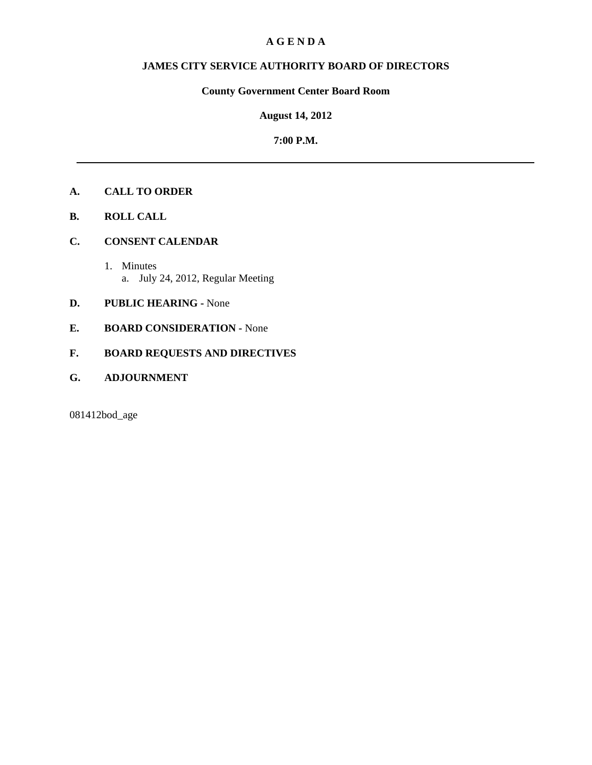# A G E N D A

## JAMES CITY SERVICE AUTHORITY BOARD OF DIRECTORS

### County Government Center Board Room

### August 14, 2012

### 7:00 P.M.

---

**A. CALL TO ORDER**

**B. ROLL CALL**

**C. CONSENT CALENDAR**

1. Minutes
   a. July 24, 2012, Regular Meeting

**D. PUBLIC HEARING -** None

**E. BOARD CONSIDERATION -** None

**F. BOARD REQUESTS AND DIRECTIVES**

**G. ADJOURNMENT**

081412bod_age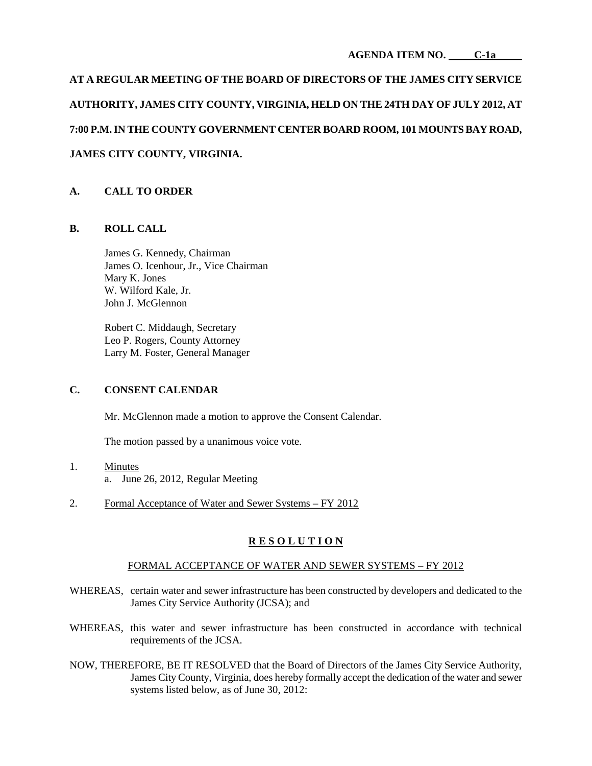AGENDA ITEM NO. C-1a

**AT A REGULAR MEETING OF THE BOARD OF DIRECTORS OF THE JAMES CITY SERVICE AUTHORITY, JAMES CITY COUNTY, VIRGINIA, HELD ON THE 24TH DAY OF JULY 2012, AT 7:00 P.M. IN THE COUNTY GOVERNMENT CENTER BOARD ROOM, 101 MOUNTS BAY ROAD, JAMES CITY COUNTY, VIRGINIA.**

## A. CALL TO ORDER

## B. ROLL CALL

James G. Kennedy, Chairman
James O. Icenhour, Jr., Vice Chairman
Mary K. Jones
W. Wilford Kale, Jr.
John J. McGlennon

Robert C. Middaugh, Secretary
Leo P. Rogers, County Attorney
Larry M. Foster, General Manager

## C. CONSENT CALENDAR

Mr. McGlennon made a motion to approve the Consent Calendar.

The motion passed by a unanimous voice vote.

1. Minutes
   a. June 26, 2012, Regular Meeting

2. Formal Acceptance of Water and Sewer Systems – FY 2012

### R E S O L U T I O N

FORMAL ACCEPTANCE OF WATER AND SEWER SYSTEMS – FY 2012

WHEREAS, certain water and sewer infrastructure has been constructed by developers and dedicated to the James City Service Authority (JCSA); and

WHEREAS, this water and sewer infrastructure has been constructed in accordance with technical requirements of the JCSA.

NOW, THEREFORE, BE IT RESOLVED that the Board of Directors of the James City Service Authority, James City County, Virginia, does hereby formally accept the dedication of the water and sewer systems listed below, as of June 30, 2012: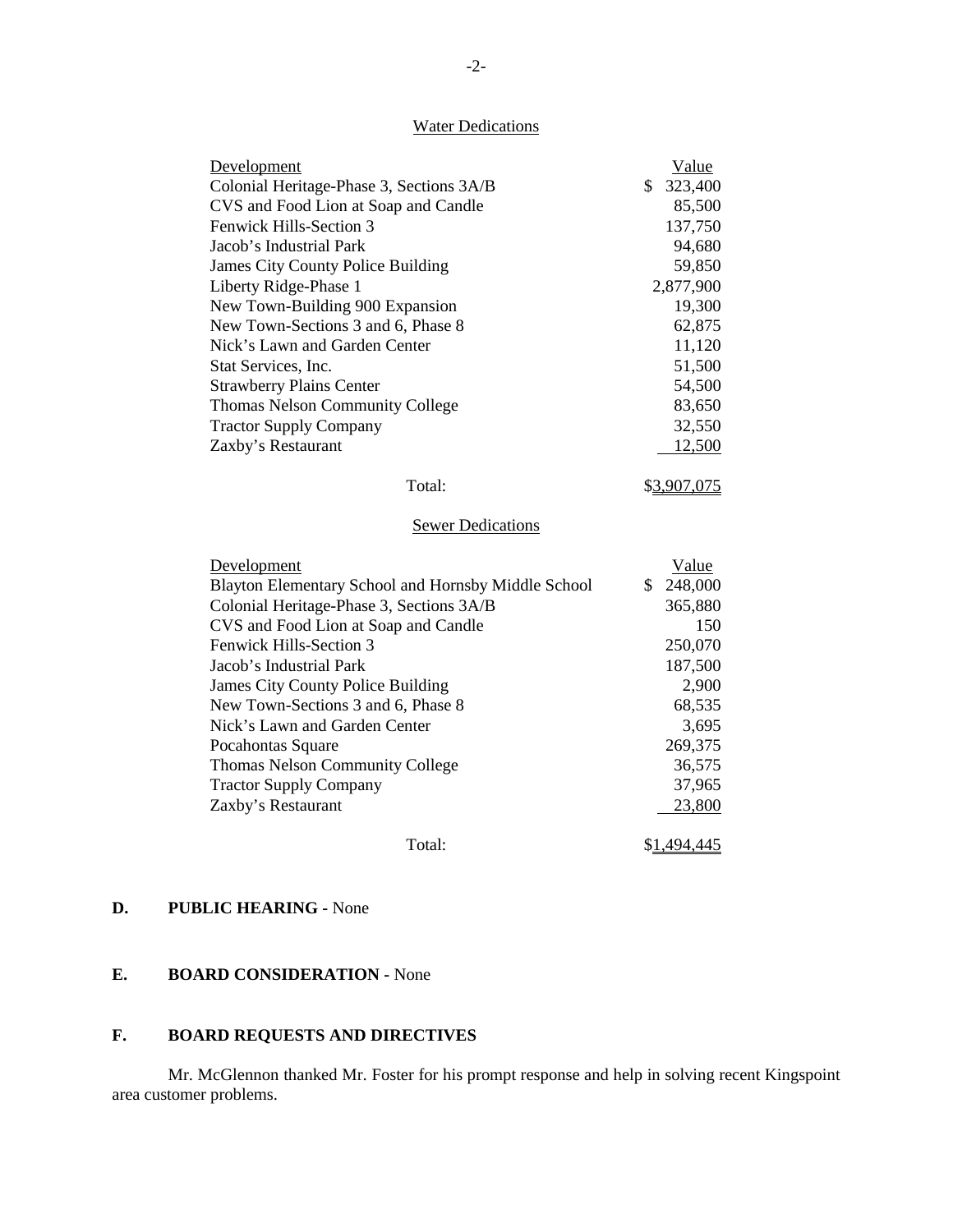## Water Dedications

| Development | Value |
|---|---|
| Colonial Heritage-Phase 3, Sections 3A/B | $ 323,400 |
| CVS and Food Lion at Soap and Candle | 85,500 |
| Fenwick Hills-Section 3 | 137,750 |
| Jacob's Industrial Park | 94,680 |
| James City County Police Building | 59,850 |
| Liberty Ridge-Phase 1 | 2,877,900 |
| New Town-Building 900 Expansion | 19,300 |
| New Town-Sections 3 and 6, Phase 8 | 62,875 |
| Nick's Lawn and Garden Center | 11,120 |
| Stat Services, Inc. | 51,500 |
| Strawberry Plains Center | 54,500 |
| Thomas Nelson Community College | 83,650 |
| Tractor Supply Company | 32,550 |
| Zaxby's Restaurant | 12,500 |
| Total: | $3,907,075 |

## Sewer Dedications

| Development | Value |
|---|---|
| Blayton Elementary School and Hornsby Middle School | $ 248,000 |
| Colonial Heritage-Phase 3, Sections 3A/B | 365,880 |
| CVS and Food Lion at Soap and Candle | 150 |
| Fenwick Hills-Section 3 | 250,070 |
| Jacob's Industrial Park | 187,500 |
| James City County Police Building | 2,900 |
| New Town-Sections 3 and 6, Phase 8 | 68,535 |
| Nick's Lawn and Garden Center | 3,695 |
| Pocahontas Square | 269,375 |
| Thomas Nelson Community College | 36,575 |
| Tractor Supply Company | 37,965 |
| Zaxby's Restaurant | 23,800 |
| Total: | $1,494,445 |

## D. PUBLIC HEARING - None

## E. BOARD CONSIDERATION - None

## F. BOARD REQUESTS AND DIRECTIVES

Mr. McGlennon thanked Mr. Foster for his prompt response and help in solving recent Kingspoint area customer problems.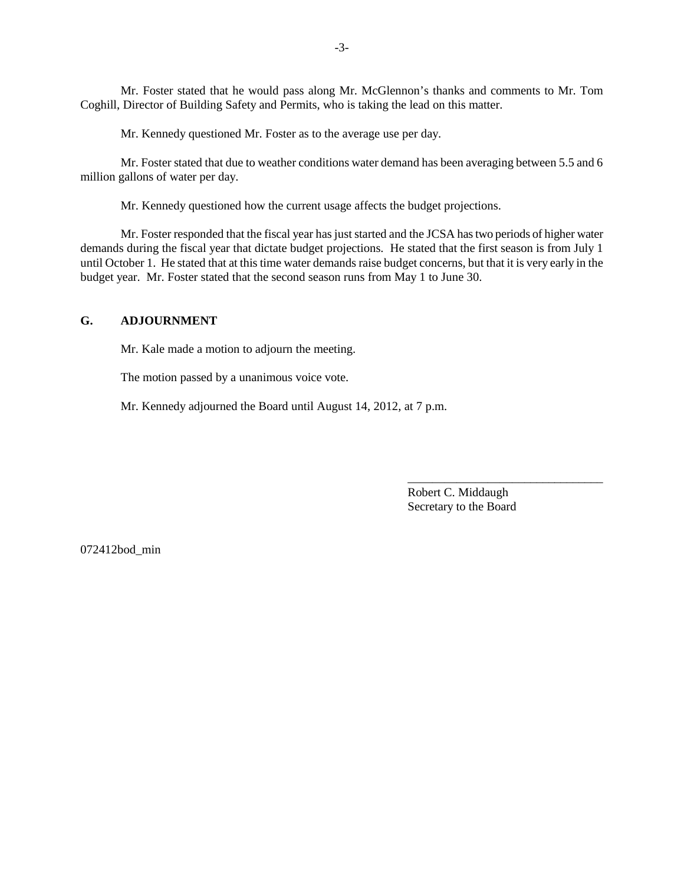Mr. Foster stated that he would pass along Mr. McGlennon's thanks and comments to Mr. Tom Coghill, Director of Building Safety and Permits, who is taking the lead on this matter.

Mr. Kennedy questioned Mr. Foster as to the average use per day.

Mr. Foster stated that due to weather conditions water demand has been averaging between 5.5 and 6 million gallons of water per day.

Mr. Kennedy questioned how the current usage affects the budget projections.

Mr. Foster responded that the fiscal year has just started and the JCSA has two periods of higher water demands during the fiscal year that dictate budget projections. He stated that the first season is from July 1 until October 1. He stated that at this time water demands raise budget concerns, but that it is very early in the budget year. Mr. Foster stated that the second season runs from May 1 to June 30.

## G. ADJOURNMENT

Mr. Kale made a motion to adjourn the meeting.

The motion passed by a unanimous voice vote.

Mr. Kennedy adjourned the Board until August 14, 2012, at 7 p.m.

\_\_\_\_\_\_\_\_\_\_\_\_\_\_\_\_\_\_\_\_\_\_\_\_\_\_\_\_\_\_\_\_\_\_

Robert C. Middaugh
Secretary to the Board

072412bod_min